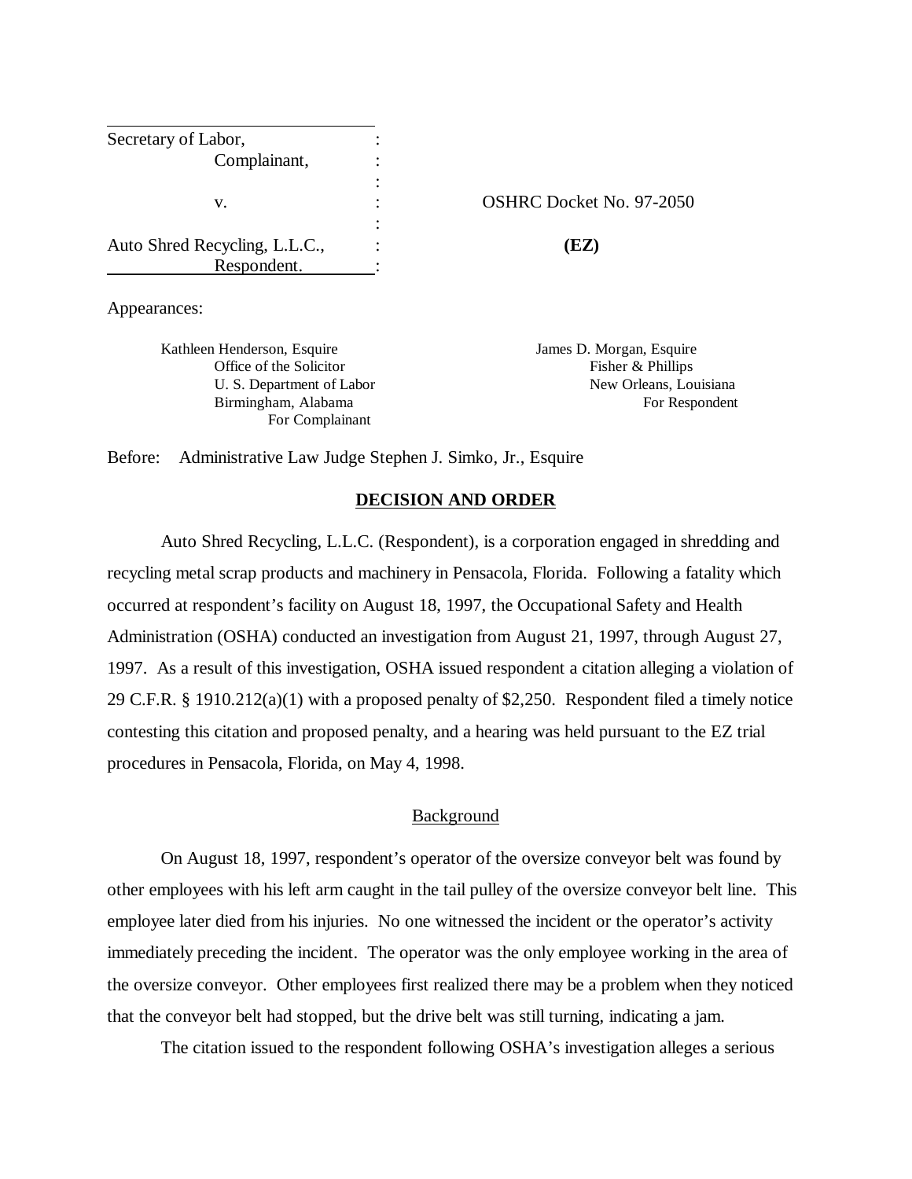Secretary of Labor,
Complainant,

v.

Auto Shred Recycling, L.L.C.,
Respondent.

OSHRC Docket No. 97-2050

**(EZ)**

Appearances:

Kathleen Henderson, Esquire
Office of the Solicitor
U. S. Department of Labor
Birmingham, Alabama
For Complainant

James D. Morgan, Esquire
Fisher & Phillips
New Orleans, Louisiana
For Respondent

Before: Administrative Law Judge Stephen J. Simko, Jr., Esquire

## DECISION AND ORDER

Auto Shred Recycling, L.L.C. (Respondent), is a corporation engaged in shredding and recycling metal scrap products and machinery in Pensacola, Florida. Following a fatality which occurred at respondent's facility on August 18, 1997, the Occupational Safety and Health Administration (OSHA) conducted an investigation from August 21, 1997, through August 27, 1997. As a result of this investigation, OSHA issued respondent a citation alleging a violation of 29 C.F.R. § 1910.212(a)(1) with a proposed penalty of $2,250. Respondent filed a timely notice contesting this citation and proposed penalty, and a hearing was held pursuant to the EZ trial procedures in Pensacola, Florida, on May 4, 1998.

### Background

On August 18, 1997, respondent's operator of the oversize conveyor belt was found by other employees with his left arm caught in the tail pulley of the oversize conveyor belt line. This employee later died from his injuries. No one witnessed the incident or the operator's activity immediately preceding the incident. The operator was the only employee working in the area of the oversize conveyor. Other employees first realized there may be a problem when they noticed that the conveyor belt had stopped, but the drive belt was still turning, indicating a jam.

The citation issued to the respondent following OSHA's investigation alleges a serious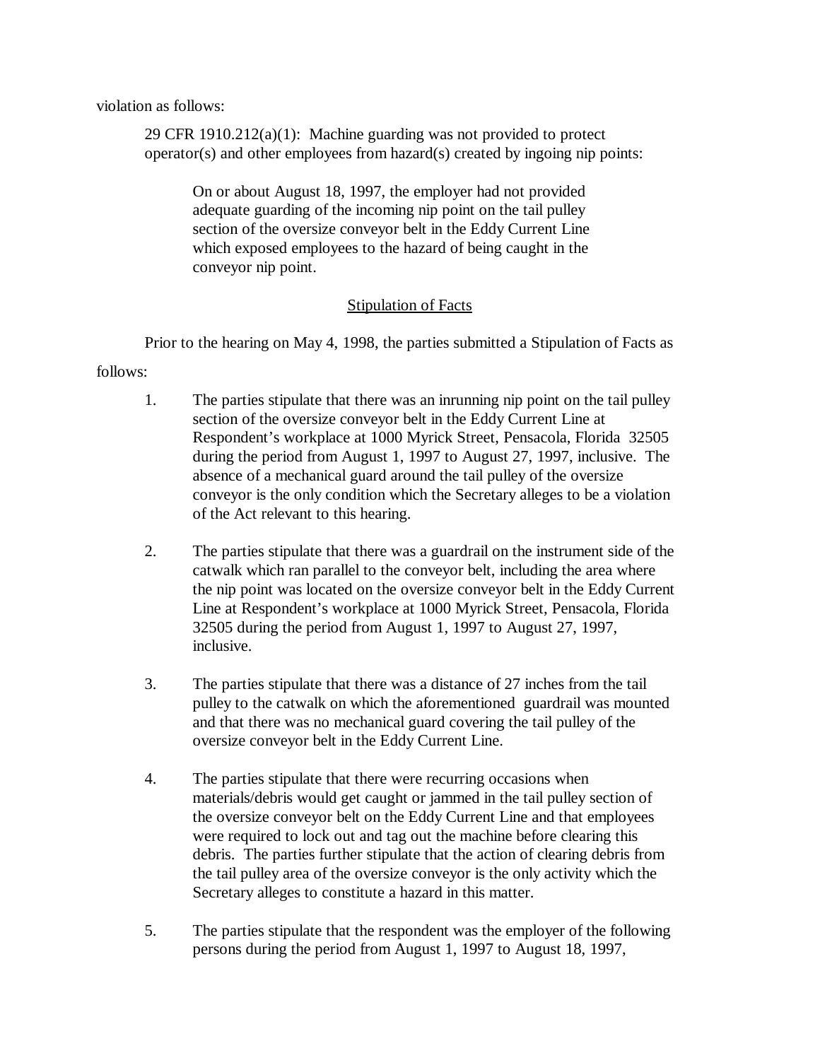violation as follows:

> 29 CFR 1910.212(a)(1): Machine guarding was not provided to protect operator(s) and other employees from hazard(s) created by ingoing nip points:
>
> > On or about August 18, 1997, the employer had not provided adequate guarding of the incoming nip point on the tail pulley section of the oversize conveyor belt in the Eddy Current Line which exposed employees to the hazard of being caught in the conveyor nip point.

## Stipulation of Facts

Prior to the hearing on May 4, 1998, the parties submitted a Stipulation of Facts as follows:

1. The parties stipulate that there was an inrunning nip point on the tail pulley section of the oversize conveyor belt in the Eddy Current Line at Respondent's workplace at 1000 Myrick Street, Pensacola, Florida 32505 during the period from August 1, 1997 to August 27, 1997, inclusive. The absence of a mechanical guard around the tail pulley of the oversize conveyor is the only condition which the Secretary alleges to be a violation of the Act relevant to this hearing.

2. The parties stipulate that there was a guardrail on the instrument side of the catwalk which ran parallel to the conveyor belt, including the area where the nip point was located on the oversize conveyor belt in the Eddy Current Line at Respondent's workplace at 1000 Myrick Street, Pensacola, Florida 32505 during the period from August 1, 1997 to August 27, 1997, inclusive.

3. The parties stipulate that there was a distance of 27 inches from the tail pulley to the catwalk on which the aforementioned guardrail was mounted and that there was no mechanical guard covering the tail pulley of the oversize conveyor belt in the Eddy Current Line.

4. The parties stipulate that there were recurring occasions when materials/debris would get caught or jammed in the tail pulley section of the oversize conveyor belt on the Eddy Current Line and that employees were required to lock out and tag out the machine before clearing this debris. The parties further stipulate that the action of clearing debris from the tail pulley area of the oversize conveyor is the only activity which the Secretary alleges to constitute a hazard in this matter.

5. The parties stipulate that the respondent was the employer of the following persons during the period from August 1, 1997 to August 18, 1997,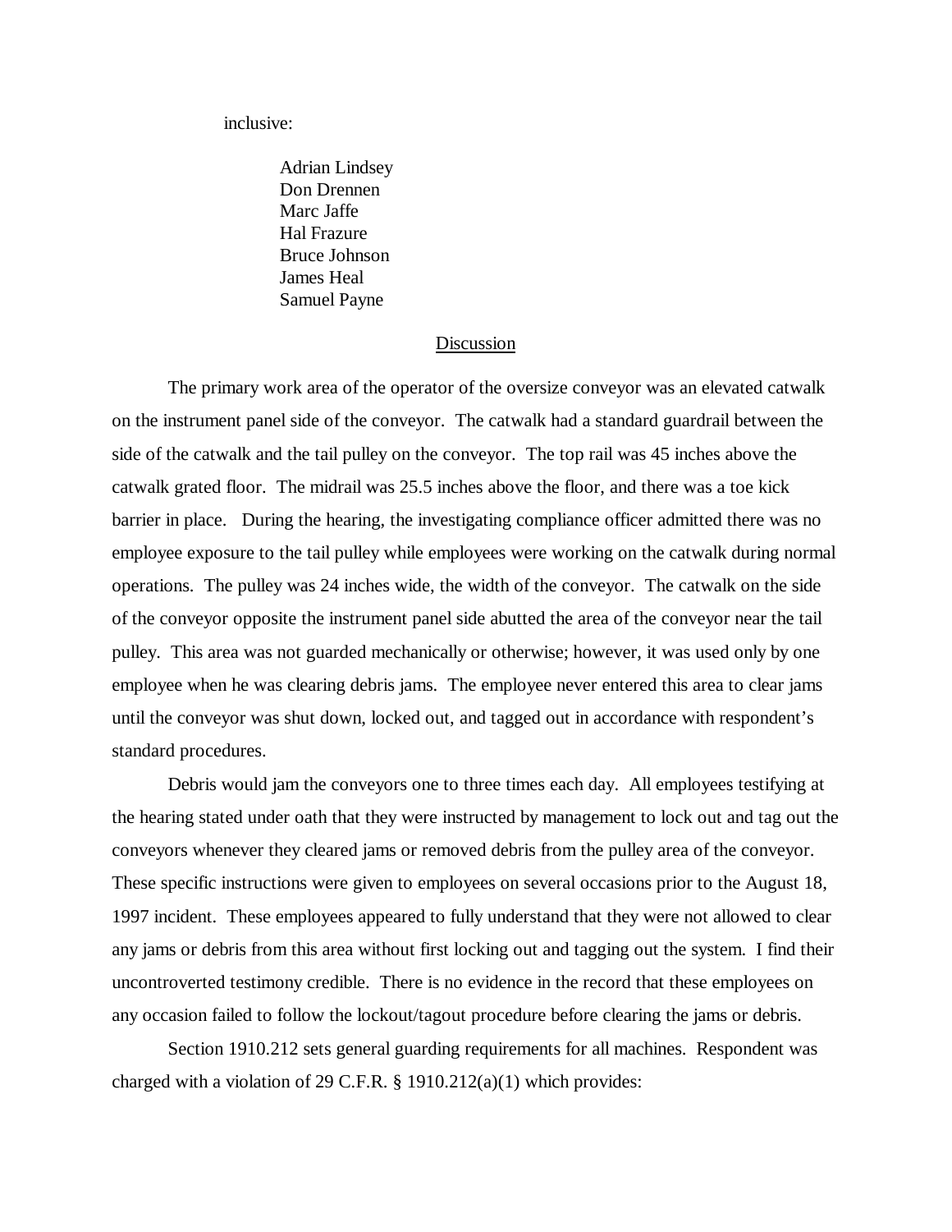inclusive:

Adrian Lindsey
Don Drennen
Marc Jaffe
Hal Frazure
Bruce Johnson
James Heal
Samuel Payne

## Discussion

The primary work area of the operator of the oversize conveyor was an elevated catwalk on the instrument panel side of the conveyor. The catwalk had a standard guardrail between the side of the catwalk and the tail pulley on the conveyor. The top rail was 45 inches above the catwalk grated floor. The midrail was 25.5 inches above the floor, and there was a toe kick barrier in place. During the hearing, the investigating compliance officer admitted there was no employee exposure to the tail pulley while employees were working on the catwalk during normal operations. The pulley was 24 inches wide, the width of the conveyor. The catwalk on the side of the conveyor opposite the instrument panel side abutted the area of the conveyor near the tail pulley. This area was not guarded mechanically or otherwise; however, it was used only by one employee when he was clearing debris jams. The employee never entered this area to clear jams until the conveyor was shut down, locked out, and tagged out in accordance with respondent's standard procedures.

Debris would jam the conveyors one to three times each day. All employees testifying at the hearing stated under oath that they were instructed by management to lock out and tag out the conveyors whenever they cleared jams or removed debris from the pulley area of the conveyor. These specific instructions were given to employees on several occasions prior to the August 18, 1997 incident. These employees appeared to fully understand that they were not allowed to clear any jams or debris from this area without first locking out and tagging out the system. I find their uncontroverted testimony credible. There is no evidence in the record that these employees on any occasion failed to follow the lockout/tagout procedure before clearing the jams or debris.

Section 1910.212 sets general guarding requirements for all machines. Respondent was charged with a violation of 29 C.F.R. § 1910.212(a)(1) which provides: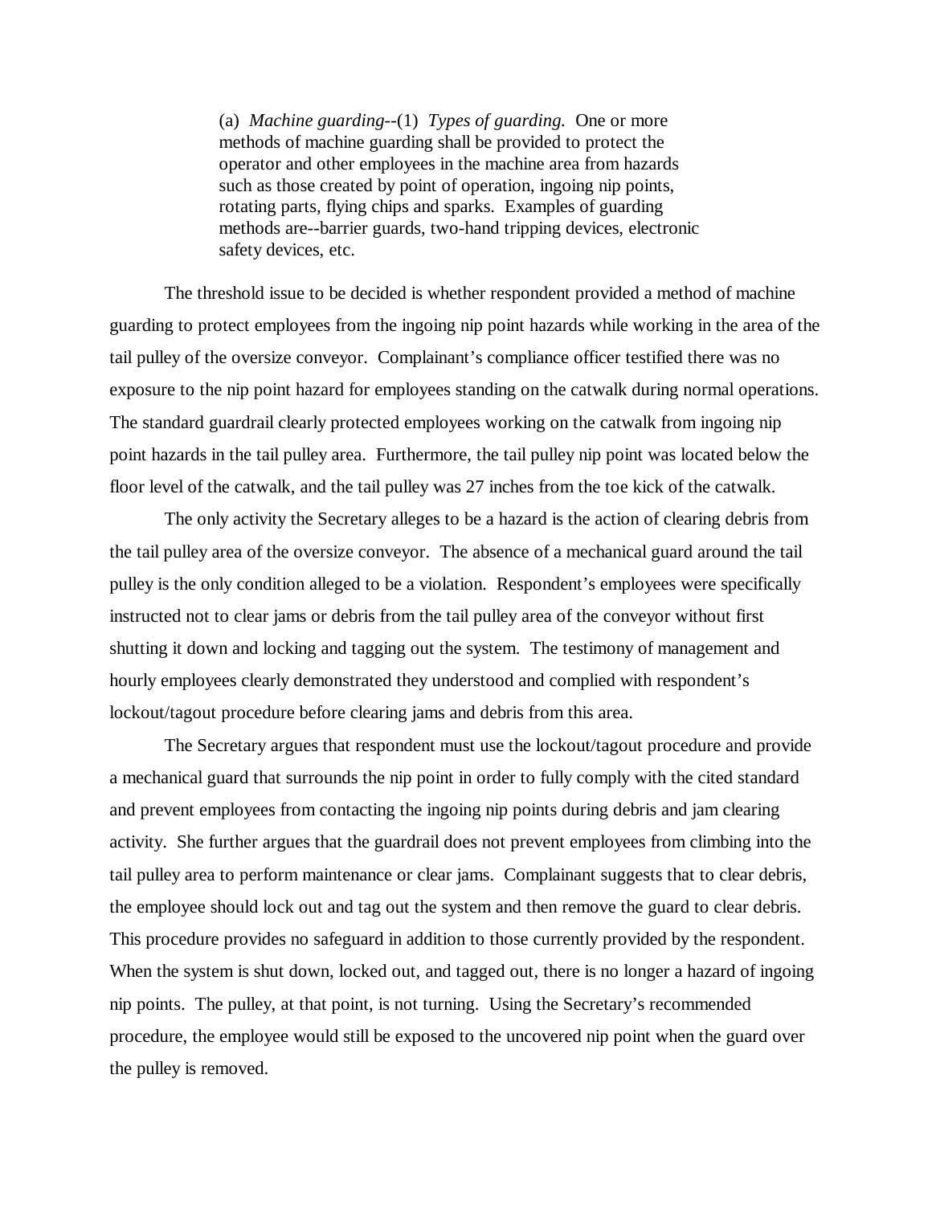> (a) *Machine guarding*--(1) *Types of guarding.* One or more methods of machine guarding shall be provided to protect the operator and other employees in the machine area from hazards such as those created by point of operation, ingoing nip points, rotating parts, flying chips and sparks. Examples of guarding methods are--barrier guards, two-hand tripping devices, electronic safety devices, etc.

The threshold issue to be decided is whether respondent provided a method of machine guarding to protect employees from the ingoing nip point hazards while working in the area of the tail pulley of the oversize conveyor. Complainant's compliance officer testified there was no exposure to the nip point hazard for employees standing on the catwalk during normal operations. The standard guardrail clearly protected employees working on the catwalk from ingoing nip point hazards in the tail pulley area. Furthermore, the tail pulley nip point was located below the floor level of the catwalk, and the tail pulley was 27 inches from the toe kick of the catwalk.

The only activity the Secretary alleges to be a hazard is the action of clearing debris from the tail pulley area of the oversize conveyor. The absence of a mechanical guard around the tail pulley is the only condition alleged to be a violation. Respondent's employees were specifically instructed not to clear jams or debris from the tail pulley area of the conveyor without first shutting it down and locking and tagging out the system. The testimony of management and hourly employees clearly demonstrated they understood and complied with respondent's lockout/tagout procedure before clearing jams and debris from this area.

The Secretary argues that respondent must use the lockout/tagout procedure and provide a mechanical guard that surrounds the nip point in order to fully comply with the cited standard and prevent employees from contacting the ingoing nip points during debris and jam clearing activity. She further argues that the guardrail does not prevent employees from climbing into the tail pulley area to perform maintenance or clear jams. Complainant suggests that to clear debris, the employee should lock out and tag out the system and then remove the guard to clear debris. This procedure provides no safeguard in addition to those currently provided by the respondent. When the system is shut down, locked out, and tagged out, there is no longer a hazard of ingoing nip points. The pulley, at that point, is not turning. Using the Secretary's recommended procedure, the employee would still be exposed to the uncovered nip point when the guard over the pulley is removed.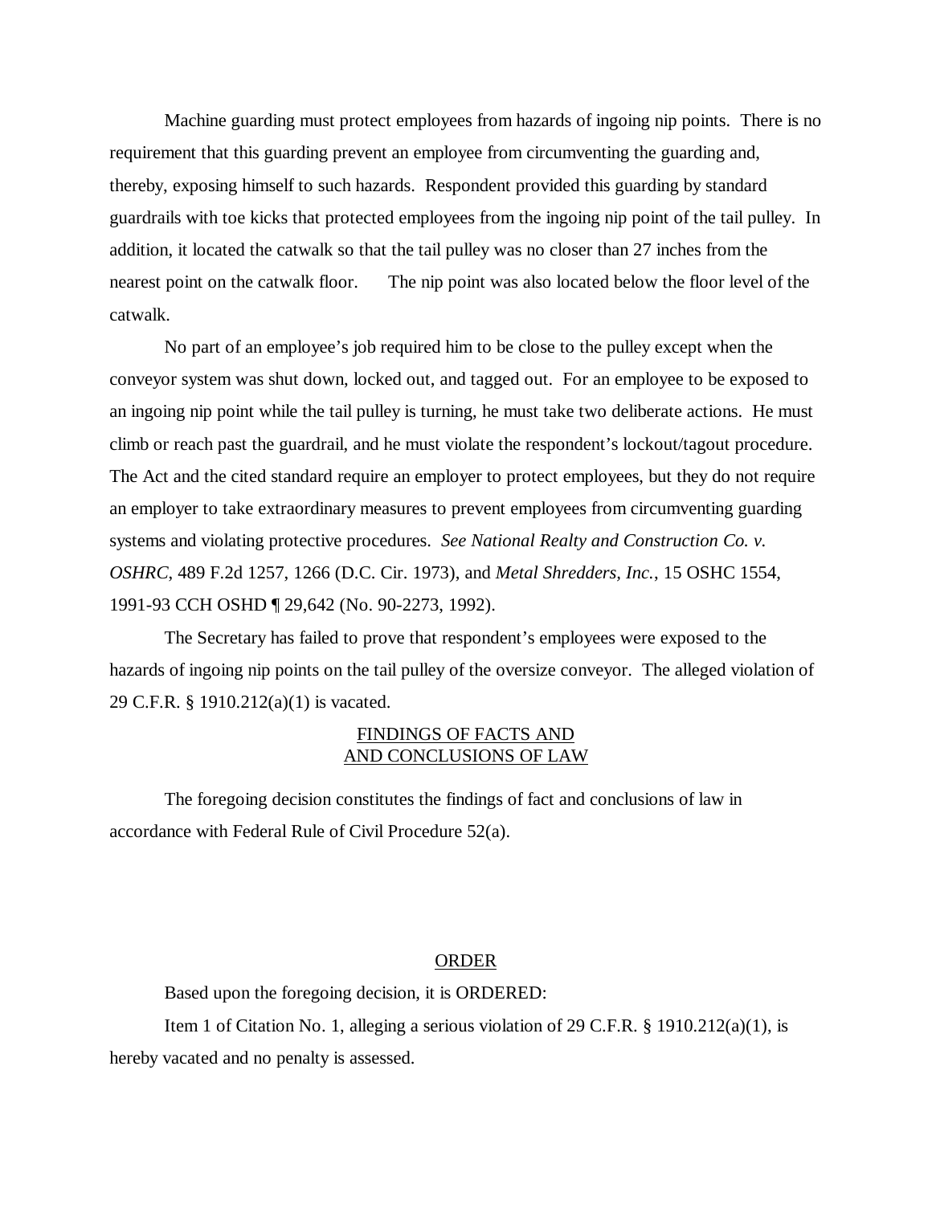Machine guarding must protect employees from hazards of ingoing nip points. There is no requirement that this guarding prevent an employee from circumventing the guarding and, thereby, exposing himself to such hazards. Respondent provided this guarding by standard guardrails with toe kicks that protected employees from the ingoing nip point of the tail pulley. In addition, it located the catwalk so that the tail pulley was no closer than 27 inches from the nearest point on the catwalk floor. The nip point was also located below the floor level of the catwalk.

No part of an employee's job required him to be close to the pulley except when the conveyor system was shut down, locked out, and tagged out. For an employee to be exposed to an ingoing nip point while the tail pulley is turning, he must take two deliberate actions. He must climb or reach past the guardrail, and he must violate the respondent's lockout/tagout procedure. The Act and the cited standard require an employer to protect employees, but they do not require an employer to take extraordinary measures to prevent employees from circumventing guarding systems and violating protective procedures. *See National Realty and Construction Co. v. OSHRC*, 489 F.2d 1257, 1266 (D.C. Cir. 1973), and *Metal Shredders, Inc.*, 15 OSHC 1554, 1991-93 CCH OSHD ¶ 29,642 (No. 90-2273, 1992).

The Secretary has failed to prove that respondent's employees were exposed to the hazards of ingoing nip points on the tail pulley of the oversize conveyor. The alleged violation of 29 C.F.R. § 1910.212(a)(1) is vacated.

## FINDINGS OF FACTS AND AND CONCLUSIONS OF LAW

The foregoing decision constitutes the findings of fact and conclusions of law in accordance with Federal Rule of Civil Procedure 52(a).

## ORDER

Based upon the foregoing decision, it is ORDERED:

Item 1 of Citation No. 1, alleging a serious violation of 29 C.F.R. § 1910.212(a)(1), is hereby vacated and no penalty is assessed.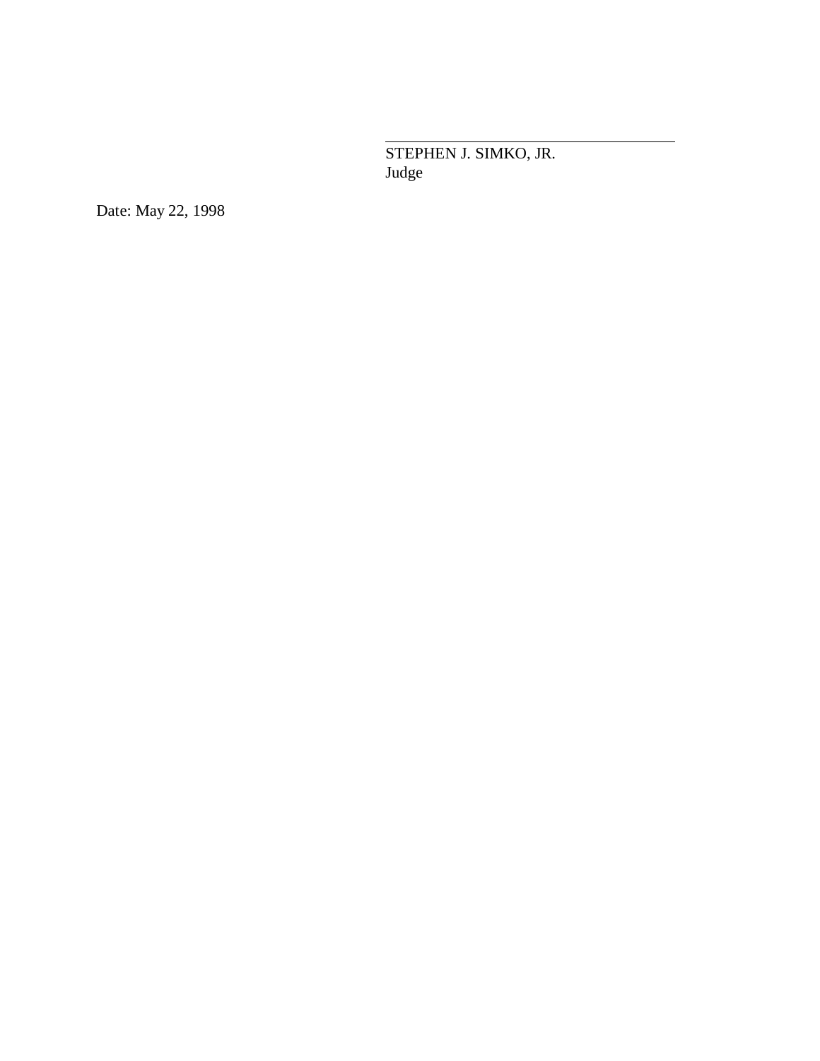\_\_\_\_\_\_\_\_\_\_\_\_\_\_\_\_\_\_\_\_\_\_\_\_\_\_\_\_\_\_\_\_\_\_\_\_\_\_\_\_

STEPHEN J. SIMKO, JR.
Judge

Date: May 22, 1998